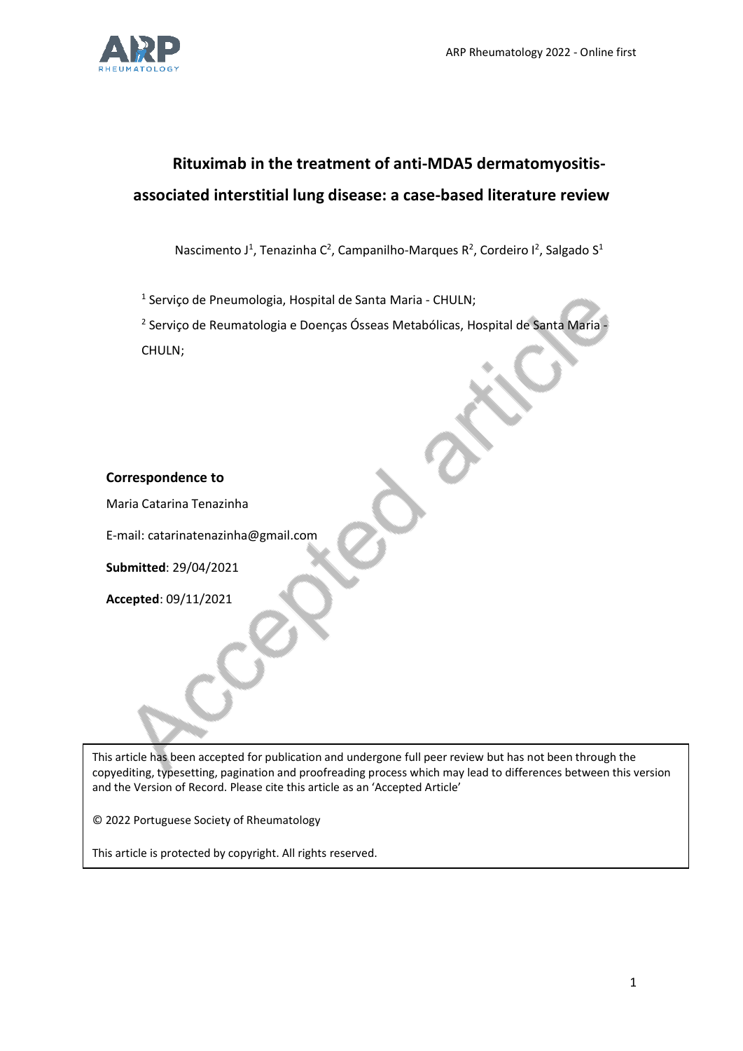# Rituximab in the treatment of anti-MDA5 dermatomyositis-associated interstitial lung disease: a case-based literature review

Nascimento J[1], Tenazinha C[2], Campanilho-Marques R[2], Cordeiro I[2], Salgado S[1]

[1] Serviço de Pneumologia, Hospital de Santa Maria - CHULN;

[2] Serviço de Reumatologia e Doenças Ósseas Metabólicas, Hospital de Santa Maria - CHULN;

**Correspondence to**

Maria Catarina Tenazinha

E-mail: catarinatenazinha@gmail.com

**Submitted**: 29/04/2021

**Accepted**: 09/11/2021

This article has been accepted for publication and undergone full peer review but has not been through the copyediting, typesetting, pagination and proofreading process which may lead to differences between this version and the Version of Record. Please cite this article as an 'Accepted Article'

© 2022 Portuguese Society of Rheumatology

This article is protected by copyright. All rights reserved.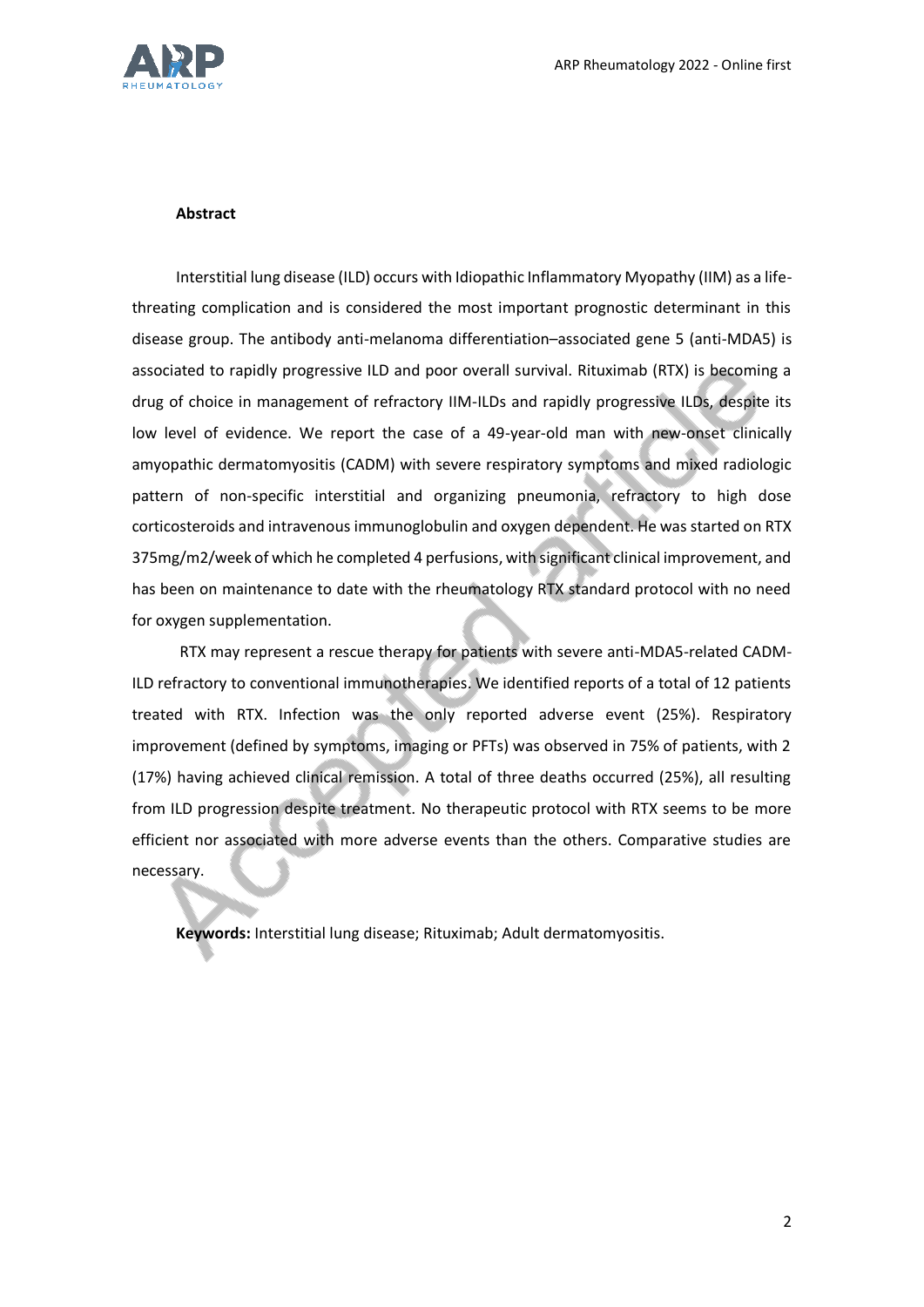**Abstract**

Interstitial lung disease (ILD) occurs with Idiopathic Inflammatory Myopathy (IIM) as a life-threating complication and is considered the most important prognostic determinant in this disease group. The antibody anti-melanoma differentiation–associated gene 5 (anti-MDA5) is associated to rapidly progressive ILD and poor overall survival. Rituximab (RTX) is becoming a drug of choice in management of refractory IIM-ILDs and rapidly progressive ILDs, despite its low level of evidence. We report the case of a 49-year-old man with new-onset clinically amyopathic dermatomyositis (CADM) with severe respiratory symptoms and mixed radiologic pattern of non-specific interstitial and organizing pneumonia, refractory to high dose corticosteroids and intravenous immunoglobulin and oxygen dependent. He was started on RTX 375mg/m2/week of which he completed 4 perfusions, with significant clinical improvement, and has been on maintenance to date with the rheumatology RTX standard protocol with no need for oxygen supplementation.

RTX may represent a rescue therapy for patients with severe anti-MDA5-related CADM-ILD refractory to conventional immunotherapies. We identified reports of a total of 12 patients treated with RTX. Infection was the only reported adverse event (25%). Respiratory improvement (defined by symptoms, imaging or PFTs) was observed in 75% of patients, with 2 (17%) having achieved clinical remission. A total of three deaths occurred (25%), all resulting from ILD progression despite treatment. No therapeutic protocol with RTX seems to be more efficient nor associated with more adverse events than the others. Comparative studies are necessary.

**Keywords:** Interstitial lung disease; Rituximab; Adult dermatomyositis.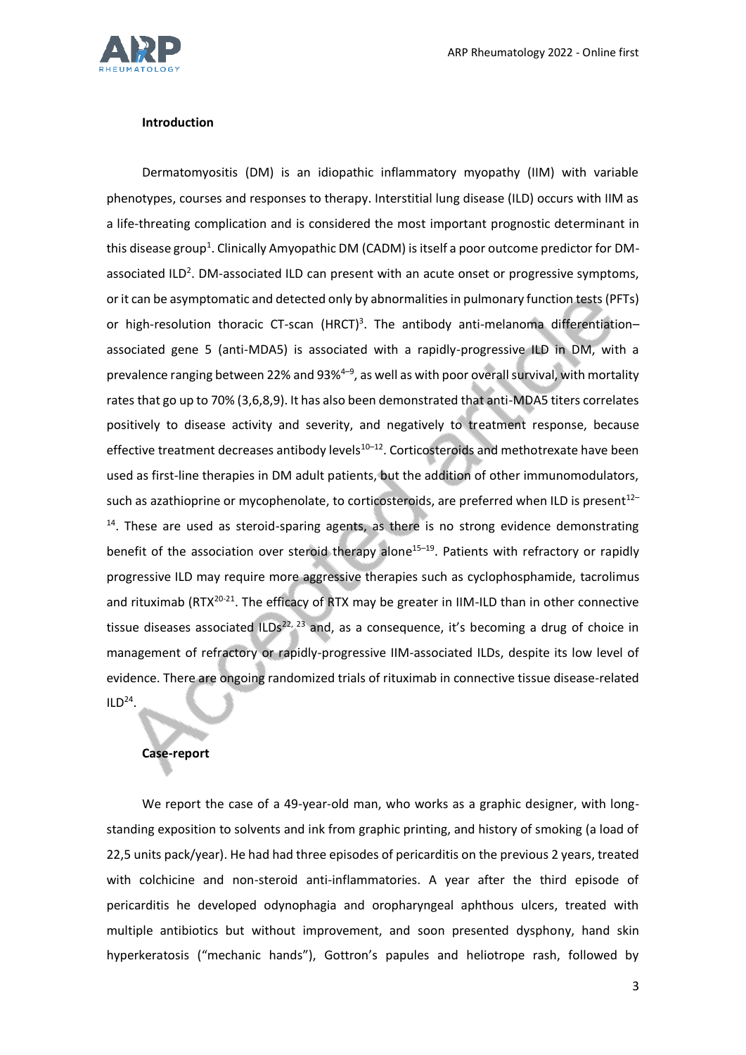**Introduction**

Dermatomyositis (DM) is an idiopathic inflammatory myopathy (IIM) with variable phenotypes, courses and responses to therapy. Interstitial lung disease (ILD) occurs with IIM as a life-threating complication and is considered the most important prognostic determinant in this disease group[1]. Clinically Amyopathic DM (CADM) is itself a poor outcome predictor for DM-associated ILD[2]. DM-associated ILD can present with an acute onset or progressive symptoms, or it can be asymptomatic and detected only by abnormalities in pulmonary function tests (PFTs) or high-resolution thoracic CT-scan (HRCT)[3]. The antibody anti-melanoma differentiation–associated gene 5 (anti-MDA5) is associated with a rapidly-progressive ILD in DM, with a prevalence ranging between 22% and 93%[4–9], as well as with poor overall survival, with mortality rates that go up to 70% (3,6,8,9). It has also been demonstrated that anti-MDA5 titers correlates positively to disease activity and severity, and negatively to treatment response, because effective treatment decreases antibody levels[10–12]. Corticosteroids and methotrexate have been used as first-line therapies in DM adult patients, but the addition of other immunomodulators, such as azathioprine or mycophenolate, to corticosteroids, are preferred when ILD is present[12–14]. These are used as steroid-sparing agents, as there is no strong evidence demonstrating benefit of the association over steroid therapy alone[15–19]. Patients with refractory or rapidly progressive ILD may require more aggressive therapies such as cyclophosphamide, tacrolimus and rituximab (RTX[20-21]. The efficacy of RTX may be greater in IIM-ILD than in other connective tissue diseases associated ILDs[22, 23] and, as a consequence, it's becoming a drug of choice in management of refractory or rapidly-progressive IIM-associated ILDs, despite its low level of evidence. There are ongoing randomized trials of rituximab in connective tissue disease-related ILD[24].

**Case-report**

We report the case of a 49-year-old man, who works as a graphic designer, with long-standing exposition to solvents and ink from graphic printing, and history of smoking (a load of 22,5 units pack/year). He had had three episodes of pericarditis on the previous 2 years, treated with colchicine and non-steroid anti-inflammatories. A year after the third episode of pericarditis he developed odynophagia and oropharyngeal aphthous ulcers, treated with multiple antibiotics but without improvement, and soon presented dysphony, hand skin hyperkeratosis ("mechanic hands"), Gottron's papules and heliotrope rash, followed by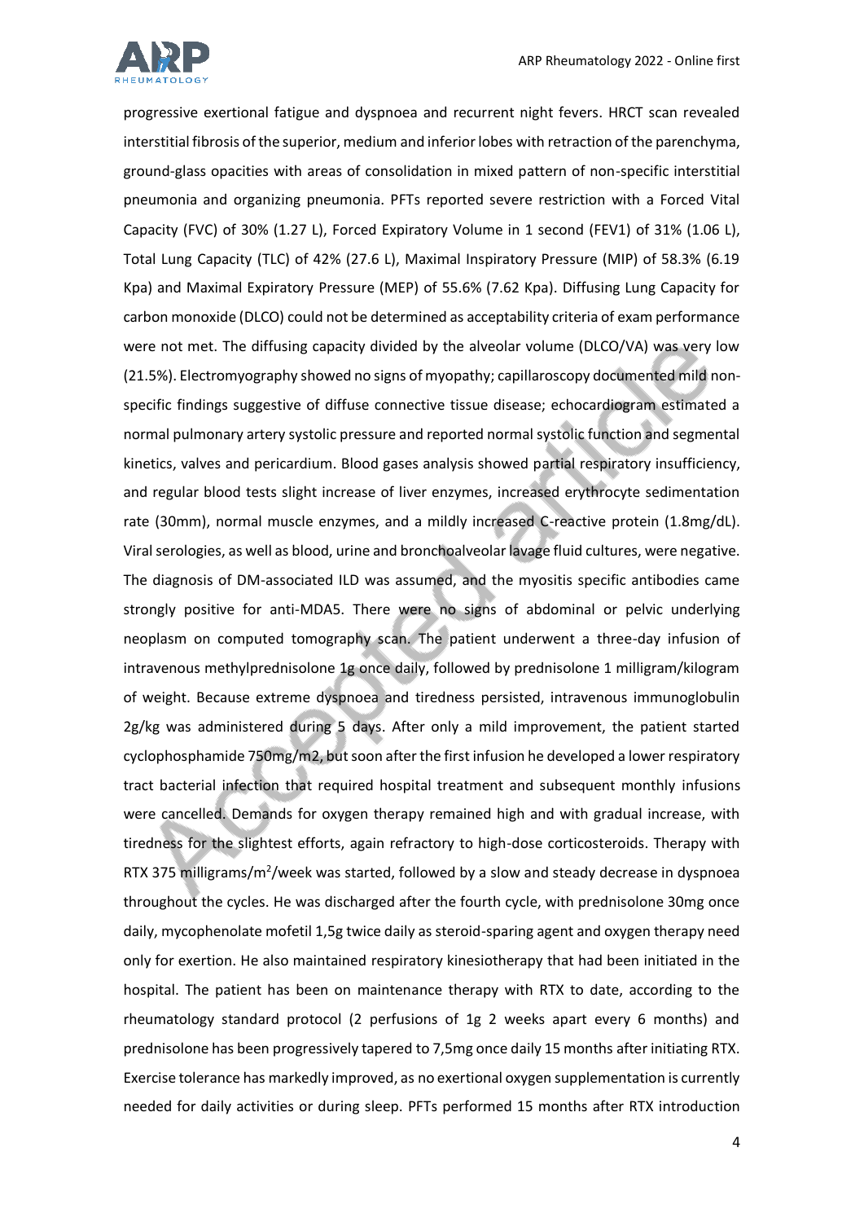progressive exertional fatigue and dyspnoea and recurrent night fevers. HRCT scan revealed interstitial fibrosis of the superior, medium and inferior lobes with retraction of the parenchyma, ground-glass opacities with areas of consolidation in mixed pattern of non-specific interstitial pneumonia and organizing pneumonia. PFTs reported severe restriction with a Forced Vital Capacity (FVC) of 30% (1.27 L), Forced Expiratory Volume in 1 second (FEV1) of 31% (1.06 L), Total Lung Capacity (TLC) of 42% (27.6 L), Maximal Inspiratory Pressure (MIP) of 58.3% (6.19 Kpa) and Maximal Expiratory Pressure (MEP) of 55.6% (7.62 Kpa). Diffusing Lung Capacity for carbon monoxide (DLCO) could not be determined as acceptability criteria of exam performance were not met. The diffusing capacity divided by the alveolar volume (DLCO/VA) was very low (21.5%). Electromyography showed no signs of myopathy; capillaroscopy documented mild non-specific findings suggestive of diffuse connective tissue disease; echocardiogram estimated a normal pulmonary artery systolic pressure and reported normal systolic function and segmental kinetics, valves and pericardium. Blood gases analysis showed partial respiratory insufficiency, and regular blood tests slight increase of liver enzymes, increased erythrocyte sedimentation rate (30mm), normal muscle enzymes, and a mildly increased C-reactive protein (1.8mg/dL). Viral serologies, as well as blood, urine and bronchoalveolar lavage fluid cultures, were negative. The diagnosis of DM-associated ILD was assumed, and the myositis specific antibodies came strongly positive for anti-MDA5. There were no signs of abdominal or pelvic underlying neoplasm on computed tomography scan. The patient underwent a three-day infusion of intravenous methylprednisolone 1g once daily, followed by prednisolone 1 milligram/kilogram of weight. Because extreme dyspnoea and tiredness persisted, intravenous immunoglobulin 2g/kg was administered during 5 days. After only a mild improvement, the patient started cyclophosphamide 750mg/m2, but soon after the first infusion he developed a lower respiratory tract bacterial infection that required hospital treatment and subsequent monthly infusions were cancelled. Demands for oxygen therapy remained high and with gradual increase, with tiredness for the slightest efforts, again refractory to high-dose corticosteroids. Therapy with RTX 375 milligrams/$m^2$/week was started, followed by a slow and steady decrease in dyspnoea throughout the cycles. He was discharged after the fourth cycle, with prednisolone 30mg once daily, mycophenolate mofetil 1,5g twice daily as steroid-sparing agent and oxygen therapy need only for exertion. He also maintained respiratory kinesiotherapy that had been initiated in the hospital. The patient has been on maintenance therapy with RTX to date, according to the rheumatology standard protocol (2 perfusions of 1g 2 weeks apart every 6 months) and prednisolone has been progressively tapered to 7,5mg once daily 15 months after initiating RTX. Exercise tolerance has markedly improved, as no exertional oxygen supplementation is currently needed for daily activities or during sleep. PFTs performed 15 months after RTX introduction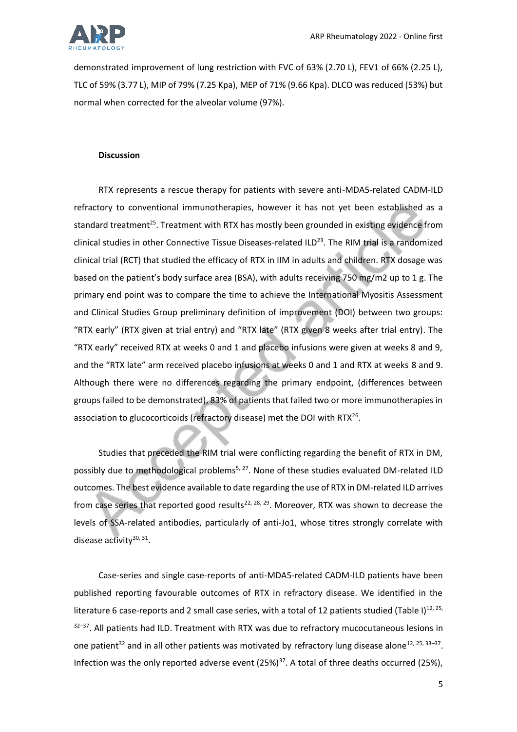demonstrated improvement of lung restriction with FVC of 63% (2.70 L), FEV1 of 66% (2.25 L), TLC of 59% (3.77 L), MIP of 79% (7.25 Kpa), MEP of 71% (9.66 Kpa). DLCO was reduced (53%) but normal when corrected for the alveolar volume (97%).

**Discussion**

RTX represents a rescue therapy for patients with severe anti-MDA5-related CADM-ILD refractory to conventional immunotherapies, however it has not yet been established as a standard treatment[25]. Treatment with RTX has mostly been grounded in existing evidence from clinical studies in other Connective Tissue Diseases-related ILD[23]. The RIM trial is a randomized clinical trial (RCT) that studied the efficacy of RTX in IIM in adults and children. RTX dosage was based on the patient's body surface area (BSA), with adults receiving 750 mg/m2 up to 1 g. The primary end point was to compare the time to achieve the International Myositis Assessment and Clinical Studies Group preliminary definition of improvement (DOI) between two groups: "RTX early" (RTX given at trial entry) and "RTX late" (RTX given 8 weeks after trial entry). The "RTX early" received RTX at weeks 0 and 1 and placebo infusions were given at weeks 8 and 9, and the "RTX late" arm received placebo infusions at weeks 0 and 1 and RTX at weeks 8 and 9. Although there were no differences regarding the primary endpoint, (differences between groups failed to be demonstrated), 83% of patients that failed two or more immunotherapies in association to glucocorticoids (refractory disease) met the DOI with RTX[26].

Studies that preceded the RIM trial were conflicting regarding the benefit of RTX in DM, possibly due to methodological problems[5, 27]. None of these studies evaluated DM-related ILD outcomes. The best evidence available to date regarding the use of RTX in DM-related ILD arrives from case series that reported good results[22, 28, 29]. Moreover, RTX was shown to decrease the levels of SSA-related antibodies, particularly of anti-Jo1, whose titres strongly correlate with disease activity[30, 31].

Case-series and single case-reports of anti-MDA5-related CADM-ILD patients have been published reporting favourable outcomes of RTX in refractory disease. We identified in the literature 6 case-reports and 2 small case series, with a total of 12 patients studied (Table I)[12, 25, 32–37]. All patients had ILD. Treatment with RTX was due to refractory mucocutaneous lesions in one patient[32] and in all other patients was motivated by refractory lung disease alone[12, 25, 33–37]. Infection was the only reported adverse event (25%)[37]. A total of three deaths occurred (25%),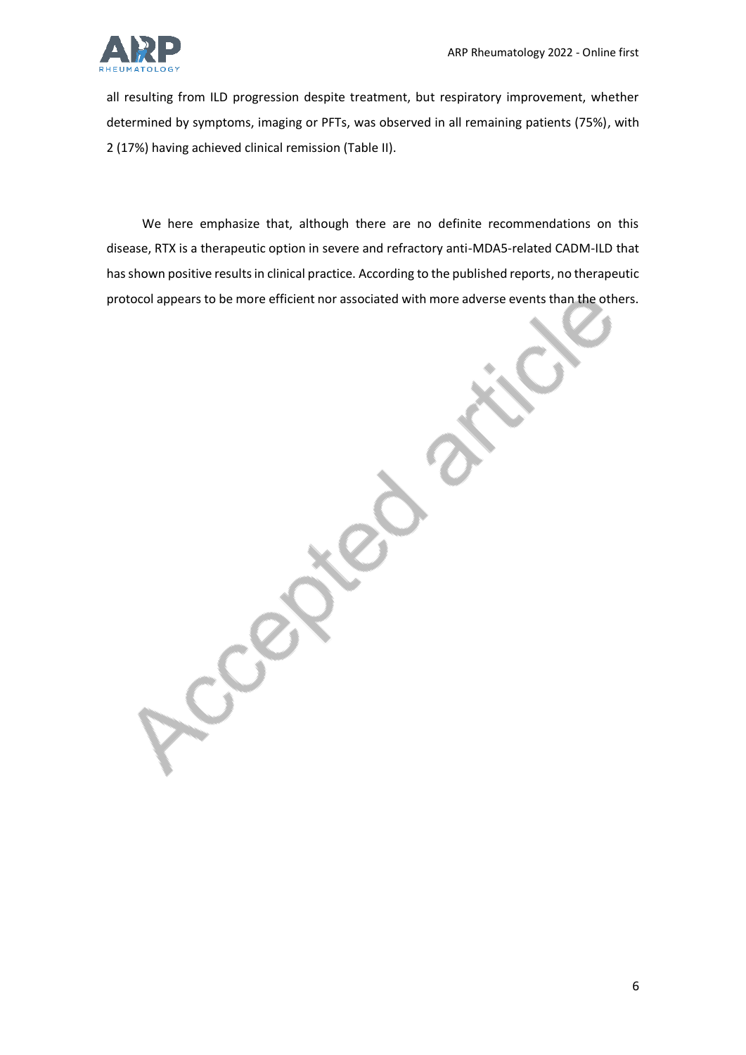all resulting from ILD progression despite treatment, but respiratory improvement, whether determined by symptoms, imaging or PFTs, was observed in all remaining patients (75%), with 2 (17%) having achieved clinical remission (Table II).

We here emphasize that, although there are no definite recommendations on this disease, RTX is a therapeutic option in severe and refractory anti-MDA5-related CADM-ILD that has shown positive results in clinical practice. According to the published reports, no therapeutic protocol appears to be more efficient nor associated with more adverse events than the others.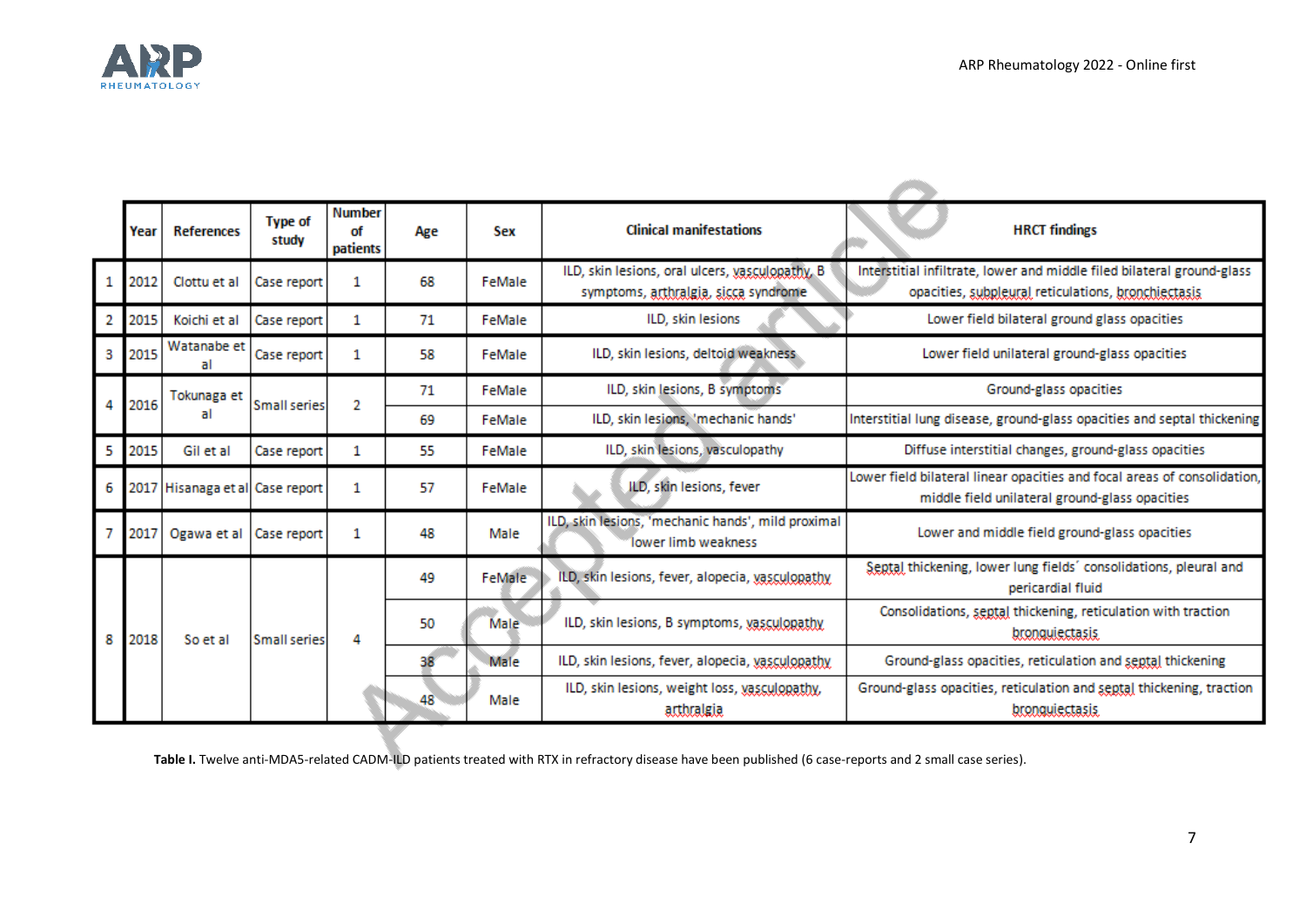| | Year | References | Type of study | Number of patients | Age | Sex | Clinical manifestations | HRCT findings |
|---|---|---|---|---|---|---|---|---|
| 1 | 2012 | Clottu et al | Case report | 1 | 68 | FeMale | ILD, skin lesions, oral ulcers, vasculopathy, B symptoms, arthralgia, sicca syndrome | Interstitial infiltrate, lower and middle filed bilateral ground-glass opacities, subpleural reticulations, bronchiectasis |
| 2 | 2015 | Koichi et al | Case report | 1 | 71 | FeMale | ILD, skin lesions | Lower field bilateral ground glass opacities |
| 3 | 2015 | Watanabe et al | Case report | 1 | 58 | FeMale | ILD, skin lesions, deltoid weakness | Lower field unilateral ground-glass opacities |
| 4 | 2016 | Tokunaga et al | Small series | 2 | 71 | FeMale | ILD, skin lesions, B symptoms | Ground-glass opacities |
| | | | | | 69 | FeMale | ILD, skin lesions, 'mechanic hands' | Interstitial lung disease, ground-glass opacities and septal thickening |
| 5 | 2015 | Gil et al | Case report | 1 | 55 | FeMale | ILD, skin lesions, vasculopathy | Diffuse interstitial changes, ground-glass opacities |
| 6 | 2017 | Hisanaga et al | Case report | 1 | 57 | FeMale | ILD, skin lesions, fever | Lower field bilateral linear opacities and focal areas of consolidation, middle field unilateral ground-glass opacities |
| 7 | 2017 | Ogawa et al | Case report | 1 | 48 | Male | ILD, skin lesions, 'mechanic hands', mild proximal lower limb weakness | Lower and middle field ground-glass opacities |
| 8 | 2018 | So et al | Small series | 4 | 49 | FeMale | ILD, skin lesions, fever, alopecia, vasculopathy | Septal thickening, lower lung fields´ consolidations, pleural and pericardial fluid |
| | | | | | 50 | Male | ILD, skin lesions, B symptoms, vasculopathy | Consolidations, septal thickening, reticulation with traction bronquiectasis |
| | | | | | 38 | Male | ILD, skin lesions, fever, alopecia, vasculopathy | Ground-glass opacities, reticulation and septal thickening |
| | | | | | 48 | Male | ILD, skin lesions, weight loss, vasculopathy, arthralgia | Ground-glass opacities, reticulation and septal thickening, traction bronquiectasis |

**Table I.** Twelve anti-MDA5-related CADM-ILD patients treated with RTX in refractory disease have been published (6 case-reports and 2 small case series).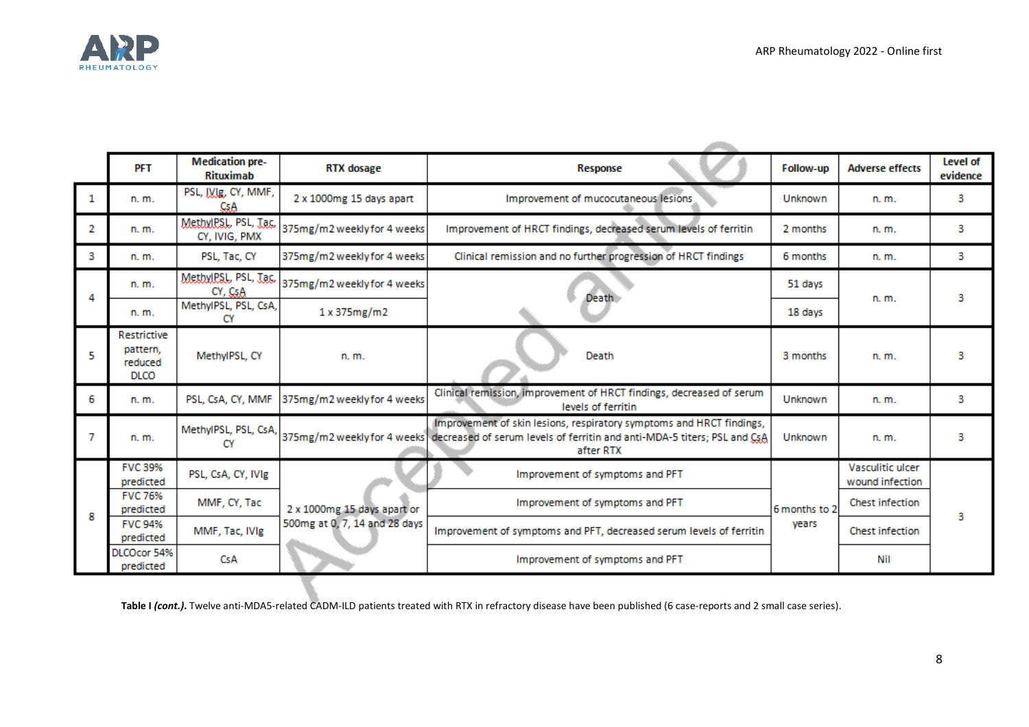| | PFT | Medication pre-Rituximab | RTX dosage | Response | Follow-up | Adverse effects | Level of evidence |
|---|---|---|---|---|---|---|---|
| 1 | n. m. | PSL, IVIg, CY, MMF, CsA | 2 x 1000mg 15 days apart | Improvement of mucocutaneous lesions | Unknown | n. m. | 3 |
| 2 | n. m. | MethylPSL, PSL, Tac, CY, IVIG, PMX | 375mg/m2 weekly for 4 weeks | Improvement of HRCT findings, decreased serum levels of ferritin | 2 months | n. m. | 3 |
| 3 | n. m. | PSL, Tac, CY | 375mg/m2 weekly for 4 weeks | Clinical remission and no further progression of HRCT findings | 6 months | n. m. | 3 |
| 4 | n. m. | MethylPSL, PSL, Tac, CY, CsA | 375mg/m2 weekly for 4 weeks | Death | 51 days | n. m. | 3 |
| | n. m. | MethylPSL, PSL, CsA, CY | 1 x 375mg/m2 | | 18 days | | |
| 5 | Restrictive pattern, reduced DLCO | MethylPSL, CY | n. m. | Death | 3 months | n. m. | 3 |
| 6 | n. m. | PSL, CsA, CY, MMF | 375mg/m2 weekly for 4 weeks | Clinical remission, improvement of HRCT findings, decreased of serum levels of ferritin | Unknown | n. m. | 3 |
| 7 | n. m. | MethylPSL, PSL, CsA, CY | 375mg/m2 weekly for 4 weeks | Improvement of skin lesions, respiratory symptoms and HRCT findings, decreased of serum levels of ferritin and anti-MDA-5 titers; PSL and CsA after RTX | Unknown | n. m. | 3 |
| 8 | FVC 39% predicted | PSL, CsA, CY, IVIg | 2 x 1000mg 15 days apart or 500mg at 0, 7, 14 and 28 days | Improvement of symptoms and PFT | 6 months to 2 years | Vasculitic ulcer wound infection | 3 |
| | FVC 76% predicted | MMF, CY, Tac | | Improvement of symptoms and PFT | | Chest infection | |
| | FVC 94% predicted | MMF, Tac, IVIg | | Improvement of symptoms and PFT, decreased serum levels of ferritin | | Chest infection | |
| | DLCOcor 54% predicted | CsA | | Improvement of symptoms and PFT | | Nil | |

**Table I *(cont.)*.** Twelve anti-MDA5-related CADM-ILD patients treated with RTX in refractory disease have been published (6 case-reports and 2 small case series).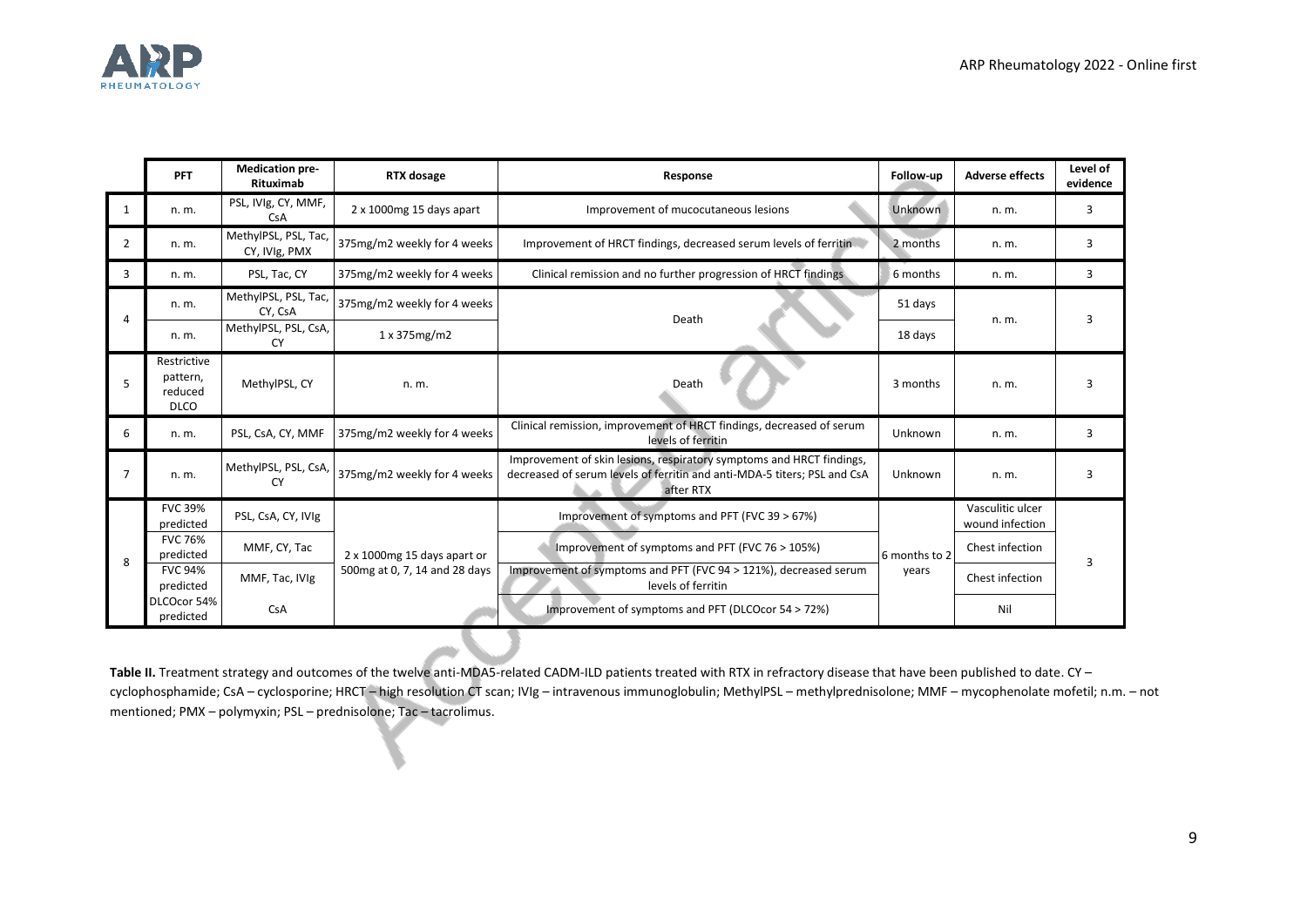| | PFT | Medication pre-Rituximab | RTX dosage | Response | Follow-up | Adverse effects | Level of evidence |
|---|---|---|---|---|---|---|---|
| 1 | n. m. | PSL, IVIg, CY, MMF, CsA | 2 x 1000mg 15 days apart | Improvement of mucocutaneous lesions | Unknown | n. m. | 3 |
| 2 | n. m. | MethylPSL, PSL, Tac, CY, IVIg, PMX | 375mg/m2 weekly for 4 weeks | Improvement of HRCT findings, decreased serum levels of ferritin | 2 months | n. m. | 3 |
| 3 | n. m. | PSL, Tac, CY | 375mg/m2 weekly for 4 weeks | Clinical remission and no further progression of HRCT findings | 6 months | n. m. | 3 |
| 4 | n. m. | MethylPSL, PSL, Tac, CY, CsA | 375mg/m2 weekly for 4 weeks | Death | 51 days | n. m. | 3 |
| | n. m. | MethylPSL, PSL, CsA, CY | 1 x 375mg/m2 | | 18 days | | |
| 5 | Restrictive pattern, reduced DLCO | MethylPSL, CY | n. m. | Death | 3 months | n. m. | 3 |
| 6 | n. m. | PSL, CsA, CY, MMF | 375mg/m2 weekly for 4 weeks | Clinical remission, improvement of HRCT findings, decreased of serum levels of ferritin | Unknown | n. m. | 3 |
| 7 | n. m. | MethylPSL, PSL, CsA, CY | 375mg/m2 weekly for 4 weeks | Improvement of skin lesions, respiratory symptoms and HRCT findings, decreased of serum levels of ferritin and anti-MDA-5 titers; PSL and CsA after RTX | Unknown | n. m. | 3 |
| 8 | FVC 39% predicted | PSL, CsA, CY, IVIg | 2 x 1000mg 15 days apart or 500mg at 0, 7, 14 and 28 days | Improvement of symptoms and PFT (FVC 39 > 67%) | 6 months to 2 years | Vasculitic ulcer wound infection | 3 |
| | FVC 76% predicted | MMF, CY, Tac | | Improvement of symptoms and PFT (FVC 76 > 105%) | | Chest infection | |
| | FVC 94% predicted | MMF, Tac, IVIg | | Improvement of symptoms and PFT (FVC 94 > 121%), decreased serum levels of ferritin | | Chest infection | |
| | DLCOcor 54% predicted | CsA | | Improvement of symptoms and PFT (DLCOcor 54 > 72%) | | Nil | |

**Table II.** Treatment strategy and outcomes of the twelve anti-MDA5-related CADM-ILD patients treated with RTX in refractory disease that have been published to date. CY – cyclophosphamide; CsA – cyclosporine; HRCT – high resolution CT scan; IVIg – intravenous immunoglobulin; MethylPSL – methylprednisolone; MMF – mycophenolate mofetil; n.m. – not mentioned; PMX – polymyxin; PSL – prednisolone; Tac – tacrolimus.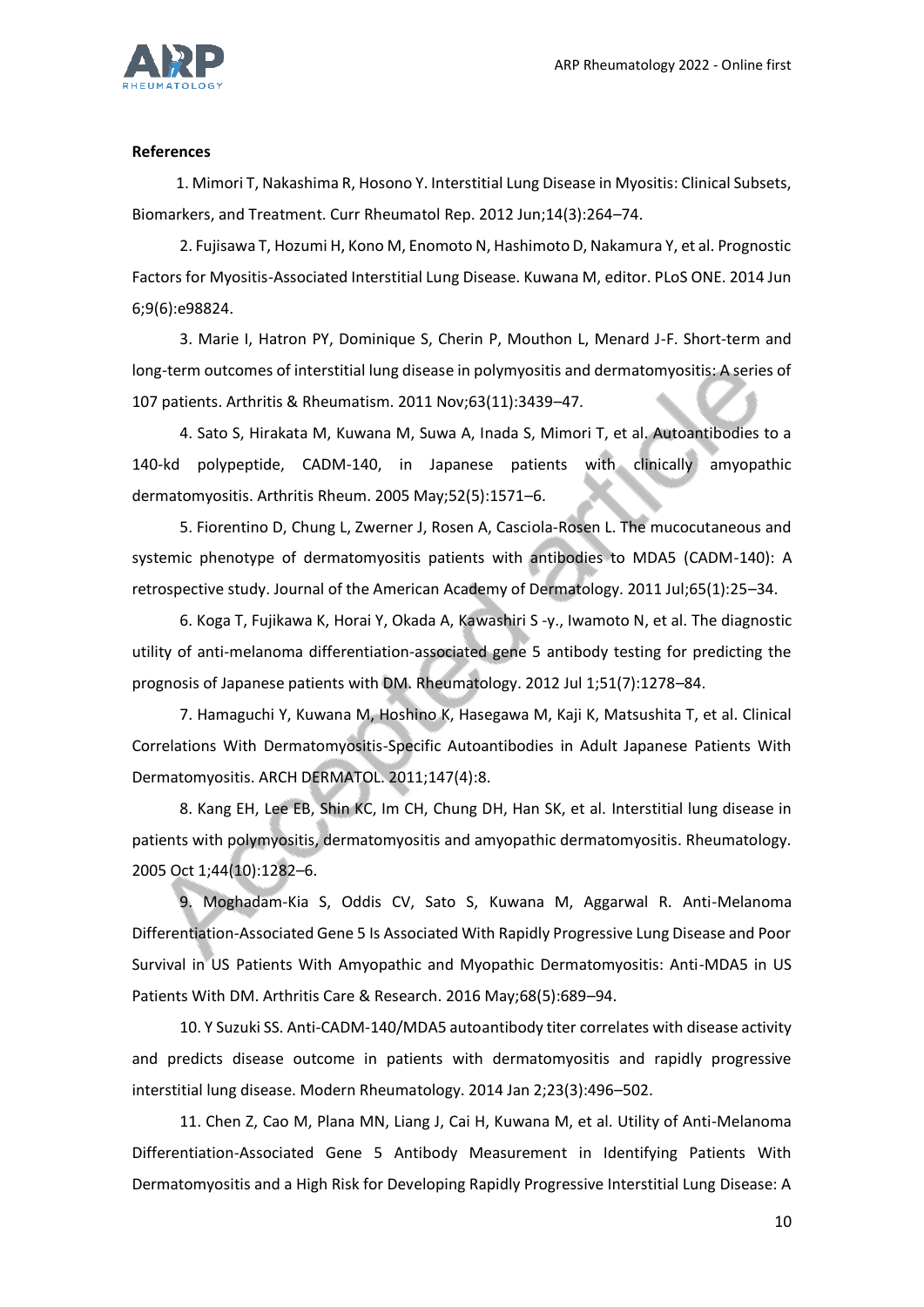**References**

1. Mimori T, Nakashima R, Hosono Y. Interstitial Lung Disease in Myositis: Clinical Subsets, Biomarkers, and Treatment. Curr Rheumatol Rep. 2012 Jun;14(3):264–74.

2. Fujisawa T, Hozumi H, Kono M, Enomoto N, Hashimoto D, Nakamura Y, et al. Prognostic Factors for Myositis-Associated Interstitial Lung Disease. Kuwana M, editor. PLoS ONE. 2014 Jun 6;9(6):e98824.

3. Marie I, Hatron PY, Dominique S, Cherin P, Mouthon L, Menard J-F. Short-term and long-term outcomes of interstitial lung disease in polymyositis and dermatomyositis: A series of 107 patients. Arthritis & Rheumatism. 2011 Nov;63(11):3439–47.

4. Sato S, Hirakata M, Kuwana M, Suwa A, Inada S, Mimori T, et al. Autoantibodies to a 140-kd polypeptide, CADM-140, in Japanese patients with clinically amyopathic dermatomyositis. Arthritis Rheum. 2005 May;52(5):1571–6.

5. Fiorentino D, Chung L, Zwerner J, Rosen A, Casciola-Rosen L. The mucocutaneous and systemic phenotype of dermatomyositis patients with antibodies to MDA5 (CADM-140): A retrospective study. Journal of the American Academy of Dermatology. 2011 Jul;65(1):25–34.

6. Koga T, Fujikawa K, Horai Y, Okada A, Kawashiri S -y., Iwamoto N, et al. The diagnostic utility of anti-melanoma differentiation-associated gene 5 antibody testing for predicting the prognosis of Japanese patients with DM. Rheumatology. 2012 Jul 1;51(7):1278–84.

7. Hamaguchi Y, Kuwana M, Hoshino K, Hasegawa M, Kaji K, Matsushita T, et al. Clinical Correlations With Dermatomyositis-Specific Autoantibodies in Adult Japanese Patients With Dermatomyositis. ARCH DERMATOL. 2011;147(4):8.

8. Kang EH, Lee EB, Shin KC, Im CH, Chung DH, Han SK, et al. Interstitial lung disease in patients with polymyositis, dermatomyositis and amyopathic dermatomyositis. Rheumatology. 2005 Oct 1;44(10):1282–6.

9. Moghadam-Kia S, Oddis CV, Sato S, Kuwana M, Aggarwal R. Anti-Melanoma Differentiation-Associated Gene 5 Is Associated With Rapidly Progressive Lung Disease and Poor Survival in US Patients With Amyopathic and Myopathic Dermatomyositis: Anti-MDA5 in US Patients With DM. Arthritis Care & Research. 2016 May;68(5):689–94.

10. Y Suzuki SS. Anti-CADM-140/MDA5 autoantibody titer correlates with disease activity and predicts disease outcome in patients with dermatomyositis and rapidly progressive interstitial lung disease. Modern Rheumatology. 2014 Jan 2;23(3):496–502.

11. Chen Z, Cao M, Plana MN, Liang J, Cai H, Kuwana M, et al. Utility of Anti-Melanoma Differentiation-Associated Gene 5 Antibody Measurement in Identifying Patients With Dermatomyositis and a High Risk for Developing Rapidly Progressive Interstitial Lung Disease: A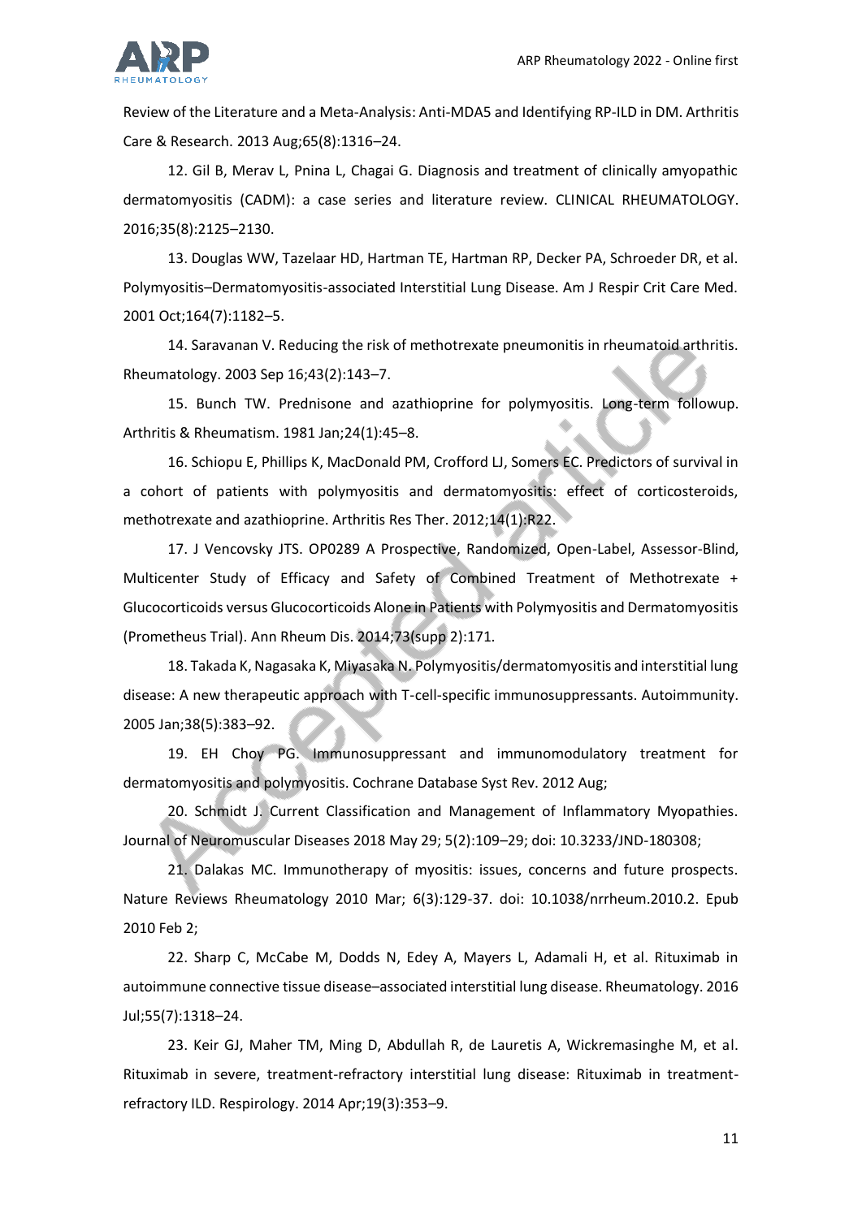Review of the Literature and a Meta-Analysis: Anti-MDA5 and Identifying RP-ILD in DM. Arthritis Care & Research. 2013 Aug;65(8):1316–24.

12. Gil B, Merav L, Pnina L, Chagai G. Diagnosis and treatment of clinically amyopathic dermatomyositis (CADM): a case series and literature review. CLINICAL RHEUMATOLOGY. 2016;35(8):2125–2130.

13. Douglas WW, Tazelaar HD, Hartman TE, Hartman RP, Decker PA, Schroeder DR, et al. Polymyositis–Dermatomyositis-associated Interstitial Lung Disease. Am J Respir Crit Care Med. 2001 Oct;164(7):1182–5.

14. Saravanan V. Reducing the risk of methotrexate pneumonitis in rheumatoid arthritis. Rheumatology. 2003 Sep 16;43(2):143–7.

15. Bunch TW. Prednisone and azathioprine for polymyositis. Long-term followup. Arthritis & Rheumatism. 1981 Jan;24(1):45–8.

16. Schiopu E, Phillips K, MacDonald PM, Crofford LJ, Somers EC. Predictors of survival in a cohort of patients with polymyositis and dermatomyositis: effect of corticosteroids, methotrexate and azathioprine. Arthritis Res Ther. 2012;14(1):R22.

17. J Vencovsky JTS. OP0289 A Prospective, Randomized, Open-Label, Assessor-Blind, Multicenter Study of Efficacy and Safety of Combined Treatment of Methotrexate + Glucocorticoids versus Glucocorticoids Alone in Patients with Polymyositis and Dermatomyositis (Prometheus Trial). Ann Rheum Dis. 2014;73(supp 2):171.

18. Takada K, Nagasaka K, Miyasaka N. Polymyositis/dermatomyositis and interstitial lung disease: A new therapeutic approach with T-cell-specific immunosuppressants. Autoimmunity. 2005 Jan;38(5):383–92.

19. EH Choy PG. Immunosuppressant and immunomodulatory treatment for dermatomyositis and polymyositis. Cochrane Database Syst Rev. 2012 Aug;

20. Schmidt J. Current Classification and Management of Inflammatory Myopathies. Journal of Neuromuscular Diseases 2018 May 29; 5(2):109–29; doi: 10.3233/JND-180308;

21. Dalakas MC. Immunotherapy of myositis: issues, concerns and future prospects. Nature Reviews Rheumatology 2010 Mar; 6(3):129-37. doi: 10.1038/nrrheum.2010.2. Epub 2010 Feb 2;

22. Sharp C, McCabe M, Dodds N, Edey A, Mayers L, Adamali H, et al. Rituximab in autoimmune connective tissue disease–associated interstitial lung disease. Rheumatology. 2016 Jul;55(7):1318–24.

23. Keir GJ, Maher TM, Ming D, Abdullah R, de Lauretis A, Wickremasinghe M, et al. Rituximab in severe, treatment-refractory interstitial lung disease: Rituximab in treatment-refractory ILD. Respirology. 2014 Apr;19(3):353–9.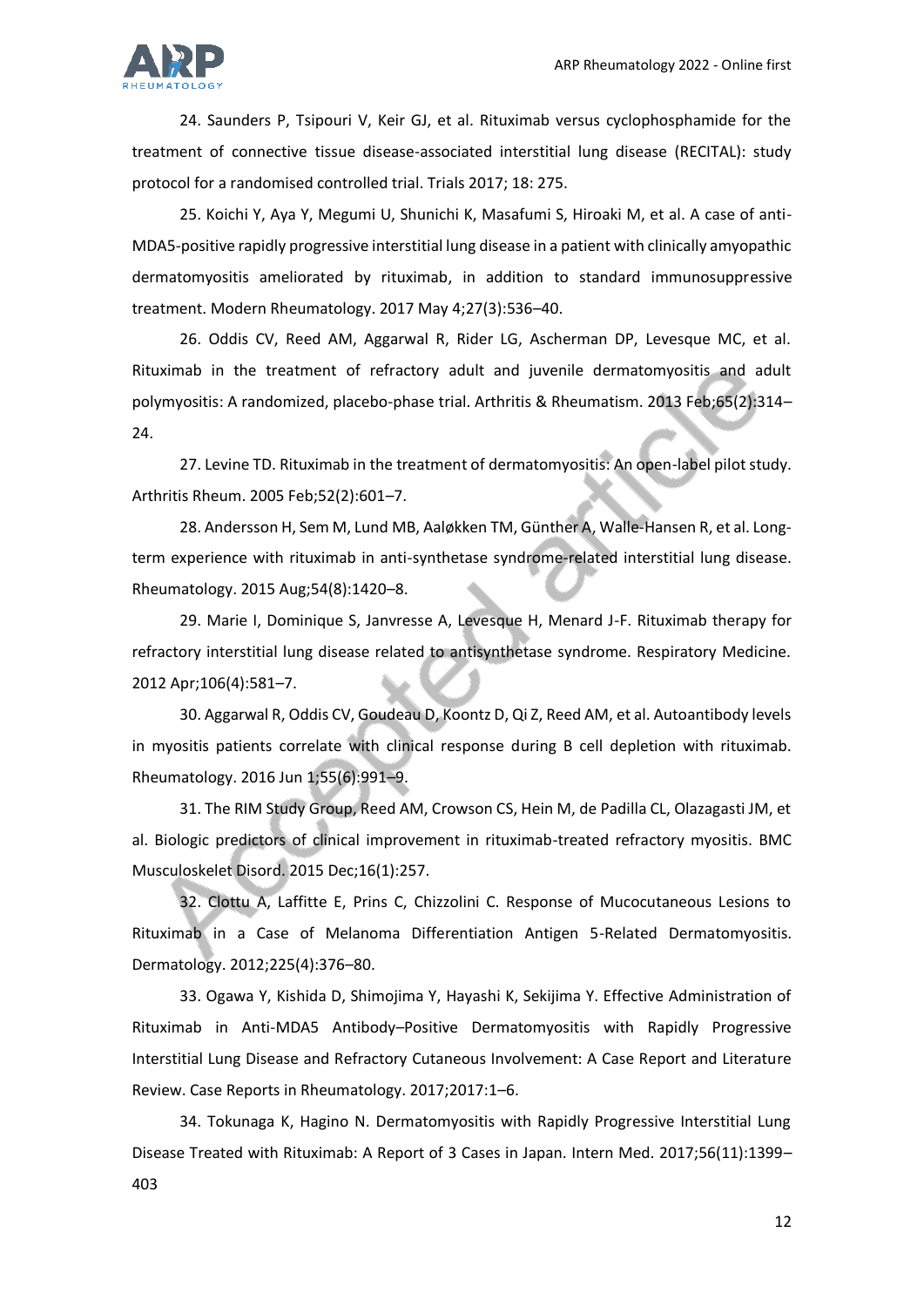24. Saunders P, Tsipouri V, Keir GJ, et al. Rituximab versus cyclophosphamide for the treatment of connective tissue disease-associated interstitial lung disease (RECITAL): study protocol for a randomised controlled trial. Trials 2017; 18: 275.

25. Koichi Y, Aya Y, Megumi U, Shunichi K, Masafumi S, Hiroaki M, et al. A case of anti-MDA5-positive rapidly progressive interstitial lung disease in a patient with clinically amyopathic dermatomyositis ameliorated by rituximab, in addition to standard immunosuppressive treatment. Modern Rheumatology. 2017 May 4;27(3):536–40.

26. Oddis CV, Reed AM, Aggarwal R, Rider LG, Ascherman DP, Levesque MC, et al. Rituximab in the treatment of refractory adult and juvenile dermatomyositis and adult polymyositis: A randomized, placebo-phase trial. Arthritis & Rheumatism. 2013 Feb;65(2):314–24.

27. Levine TD. Rituximab in the treatment of dermatomyositis: An open-label pilot study. Arthritis Rheum. 2005 Feb;52(2):601–7.

28. Andersson H, Sem M, Lund MB, Aaløkken TM, Günther A, Walle-Hansen R, et al. Long-term experience with rituximab in anti-synthetase syndrome-related interstitial lung disease. Rheumatology. 2015 Aug;54(8):1420–8.

29. Marie I, Dominique S, Janvresse A, Levesque H, Menard J-F. Rituximab therapy for refractory interstitial lung disease related to antisynthetase syndrome. Respiratory Medicine. 2012 Apr;106(4):581–7.

30. Aggarwal R, Oddis CV, Goudeau D, Koontz D, Qi Z, Reed AM, et al. Autoantibody levels in myositis patients correlate with clinical response during B cell depletion with rituximab. Rheumatology. 2016 Jun 1;55(6):991–9.

31. The RIM Study Group, Reed AM, Crowson CS, Hein M, de Padilla CL, Olazagasti JM, et al. Biologic predictors of clinical improvement in rituximab-treated refractory myositis. BMC Musculoskelet Disord. 2015 Dec;16(1):257.

32. Clottu A, Laffitte E, Prins C, Chizzolini C. Response of Mucocutaneous Lesions to Rituximab in a Case of Melanoma Differentiation Antigen 5-Related Dermatomyositis. Dermatology. 2012;225(4):376–80.

33. Ogawa Y, Kishida D, Shimojima Y, Hayashi K, Sekijima Y. Effective Administration of Rituximab in Anti-MDA5 Antibody–Positive Dermatomyositis with Rapidly Progressive Interstitial Lung Disease and Refractory Cutaneous Involvement: A Case Report and Literature Review. Case Reports in Rheumatology. 2017;2017:1–6.

34. Tokunaga K, Hagino N. Dermatomyositis with Rapidly Progressive Interstitial Lung Disease Treated with Rituximab: A Report of 3 Cases in Japan. Intern Med. 2017;56(11):1399–403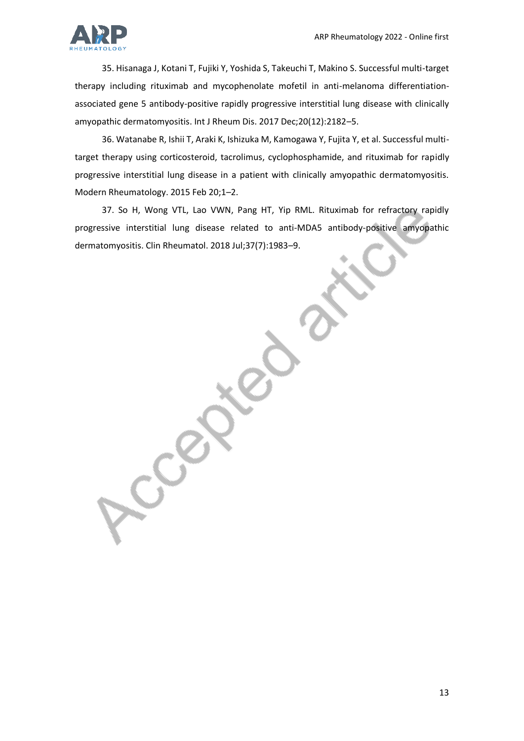35. Hisanaga J, Kotani T, Fujiki Y, Yoshida S, Takeuchi T, Makino S. Successful multi-target therapy including rituximab and mycophenolate mofetil in anti-melanoma differentiation-associated gene 5 antibody-positive rapidly progressive interstitial lung disease with clinically amyopathic dermatomyositis. Int J Rheum Dis. 2017 Dec;20(12):2182–5.

36. Watanabe R, Ishii T, Araki K, Ishizuka M, Kamogawa Y, Fujita Y, et al. Successful multi-target therapy using corticosteroid, tacrolimus, cyclophosphamide, and rituximab for rapidly progressive interstitial lung disease in a patient with clinically amyopathic dermatomyositis. Modern Rheumatology. 2015 Feb 20;1–2.

37. So H, Wong VTL, Lao VWN, Pang HT, Yip RML. Rituximab for refractory rapidly progressive interstitial lung disease related to anti-MDA5 antibody-positive amyopathic dermatomyositis. Clin Rheumatol. 2018 Jul;37(7):1983–9.